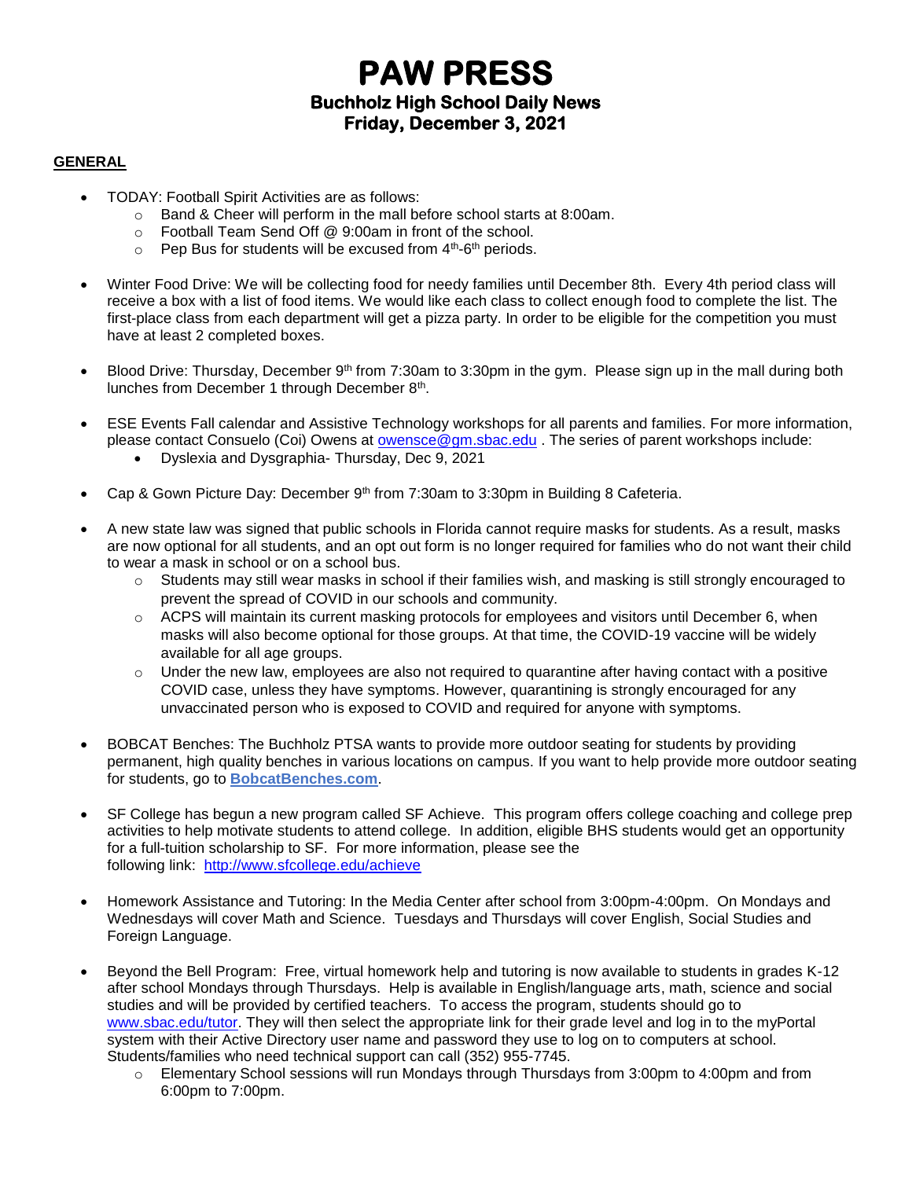# PAW PRESS

## Buchholz High School Daily News

## Friday, December 3, 2021

**GENERAL**

- TODAY: Football Spirit Activities are as follows:
  - Band & Cheer will perform in the mall before school starts at 8:00am.
  - Football Team Send Off @ 9:00am in front of the school.
  - Pep Bus for students will be excused from 4th-6th periods.

- Winter Food Drive: We will be collecting food for needy families until December 8th. Every 4th period class will receive a box with a list of food items. We would like each class to collect enough food to complete the list. The first-place class from each department will get a pizza party. In order to be eligible for the competition you must have at least 2 completed boxes.

- Blood Drive: Thursday, December 9th from 7:30am to 3:30pm in the gym. Please sign up in the mall during both lunches from December 1 through December 8th.

- ESE Events Fall calendar and Assistive Technology workshops for all parents and families. For more information, please contact Consuelo (Coi) Owens at owensce@gm.sbac.edu . The series of parent workshops include:
  - Dyslexia and Dysgraphia- Thursday, Dec 9, 2021

- Cap & Gown Picture Day: December 9th from 7:30am to 3:30pm in Building 8 Cafeteria.

- A new state law was signed that public schools in Florida cannot require masks for students. As a result, masks are now optional for all students, and an opt out form is no longer required for families who do not want their child to wear a mask in school or on a school bus.
  - Students may still wear masks in school if their families wish, and masking is still strongly encouraged to prevent the spread of COVID in our schools and community.
  - ACPS will maintain its current masking protocols for employees and visitors until December 6, when masks will also become optional for those groups. At that time, the COVID-19 vaccine will be widely available for all age groups.
  - Under the new law, employees are also not required to quarantine after having contact with a positive COVID case, unless they have symptoms. However, quarantining is strongly encouraged for any unvaccinated person who is exposed to COVID and required for anyone with symptoms.

- BOBCAT Benches: The Buchholz PTSA wants to provide more outdoor seating for students by providing permanent, high quality benches in various locations on campus. If you want to help provide more outdoor seating for students, go to **BobcatBenches.com**.

- SF College has begun a new program called SF Achieve. This program offers college coaching and college prep activities to help motivate students to attend college. In addition, eligible BHS students would get an opportunity for a full-tuition scholarship to SF. For more information, please see the following link: http://www.sfcollege.edu/achieve

- Homework Assistance and Tutoring: In the Media Center after school from 3:00pm-4:00pm. On Mondays and Wednesdays will cover Math and Science. Tuesdays and Thursdays will cover English, Social Studies and Foreign Language.

- Beyond the Bell Program: Free, virtual homework help and tutoring is now available to students in grades K-12 after school Mondays through Thursdays. Help is available in English/language arts, math, science and social studies and will be provided by certified teachers. To access the program, students should go to www.sbac.edu/tutor. They will then select the appropriate link for their grade level and log in to the myPortal system with their Active Directory user name and password they use to log on to computers at school. Students/families who need technical support can call (352) 955-7745.
  - Elementary School sessions will run Mondays through Thursdays from 3:00pm to 4:00pm and from 6:00pm to 7:00pm.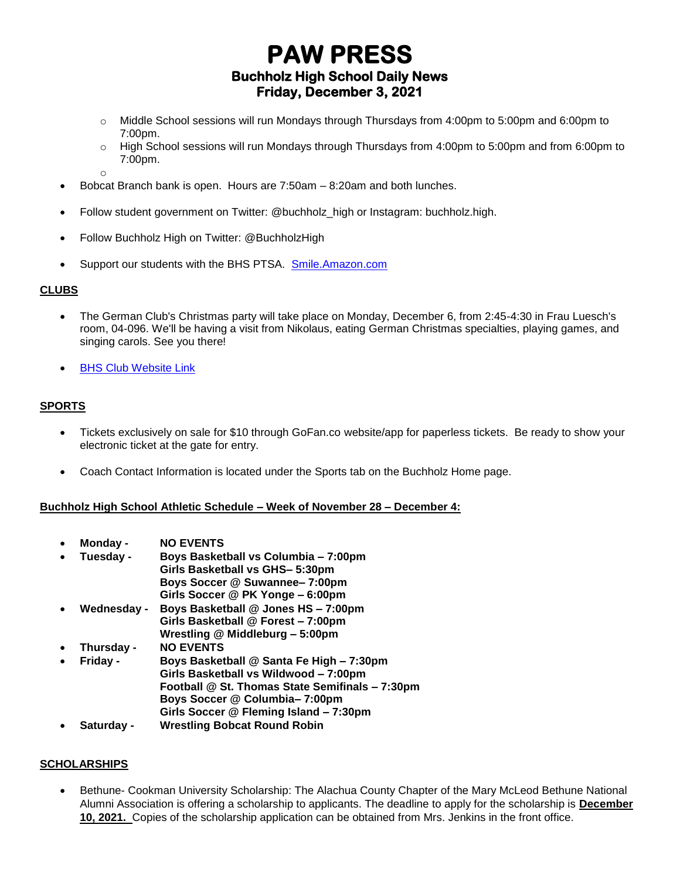- Middle School sessions will run Mondays through Thursdays from 4:00pm to 5:00pm and 6:00pm to 7:00pm.
  - High School sessions will run Mondays through Thursdays from 4:00pm to 5:00pm and from 6:00pm to 7:00pm.
- Bobcat Branch bank is open. Hours are 7:50am – 8:20am and both lunches.
- Follow student government on Twitter: @buchholz_high or Instagram: buchholz.high.
- Follow Buchholz High on Twitter: @BuchholzHigh
- Support our students with the BHS PTSA. [Smile.Amazon.com](Smile.Amazon.com)

## CLUBS

- The German Club's Christmas party will take place on Monday, December 6, from 2:45-4:30 in Frau Luesch's room, 04-096. We'll be having a visit from Nikolaus, eating German Christmas specialties, playing games, and singing carols. See you there!
- BHS Club Website Link

## SPORTS

- Tickets exclusively on sale for $10 through GoFan.co website/app for paperless tickets. Be ready to show your electronic ticket at the gate for entry.
- Coach Contact Information is located under the Sports tab on the Buchholz Home page.

**Buchholz High School Athletic Schedule – Week of November 28 – December 4:**

- **Monday -** **NO EVENTS**
- **Tuesday -** **Boys Basketball vs Columbia – 7:00pm**
  **Girls Basketball vs GHS– 5:30pm**
  **Boys Soccer @ Suwannee– 7:00pm**
  **Girls Soccer @ PK Yonge – 6:00pm**
- **Wednesday -** **Boys Basketball @ Jones HS – 7:00pm**
  **Girls Basketball @ Forest – 7:00pm**
  **Wrestling @ Middleburg – 5:00pm**
- **Thursday -** **NO EVENTS**
- **Friday -** **Boys Basketball @ Santa Fe High – 7:30pm**
  **Girls Basketball vs Wildwood – 7:00pm**
  **Football @ St. Thomas State Semifinals – 7:30pm**
  **Boys Soccer @ Columbia– 7:00pm**
  **Girls Soccer @ Fleming Island – 7:30pm**
- **Saturday -** **Wrestling Bobcat Round Robin**

## SCHOLARSHIPS

- Bethune- Cookman University Scholarship: The Alachua County Chapter of the Mary McLeod Bethune National Alumni Association is offering a scholarship to applicants. The deadline to apply for the scholarship is **December 10, 2021.** Copies of the scholarship application can be obtained from Mrs. Jenkins in the front office.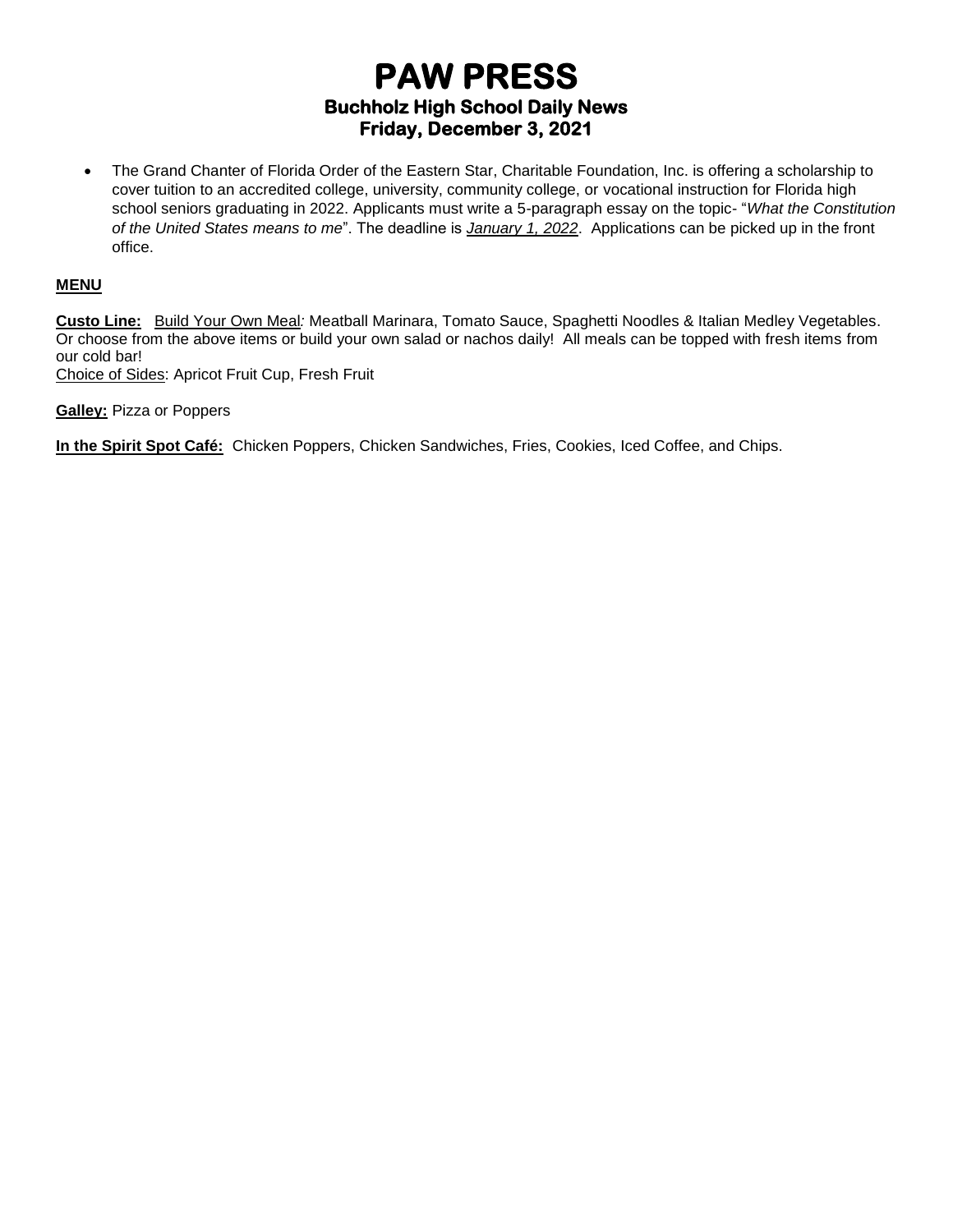# PAW PRESS

## Buchholz High School Daily News

## Friday, December 3, 2021

- The Grand Chanter of Florida Order of the Eastern Star, Charitable Foundation, Inc. is offering a scholarship to cover tuition to an accredited college, university, community college, or vocational instruction for Florida high school seniors graduating in 2022. Applicants must write a 5-paragraph essay on the topic- "*What the Constitution of the United States means to me*". The deadline is *January 1, 2022*. Applications can be picked up in the front office.

**MENU**

**Custo Line:** Build Your Own Meal*:* Meatball Marinara, Tomato Sauce, Spaghetti Noodles & Italian Medley Vegetables. Or choose from the above items or build your own salad or nachos daily! All meals can be topped with fresh items from our cold bar!
Choice of Sides: Apricot Fruit Cup, Fresh Fruit

**Galley:** Pizza or Poppers

**In the Spirit Spot Café:** Chicken Poppers, Chicken Sandwiches, Fries, Cookies, Iced Coffee, and Chips.